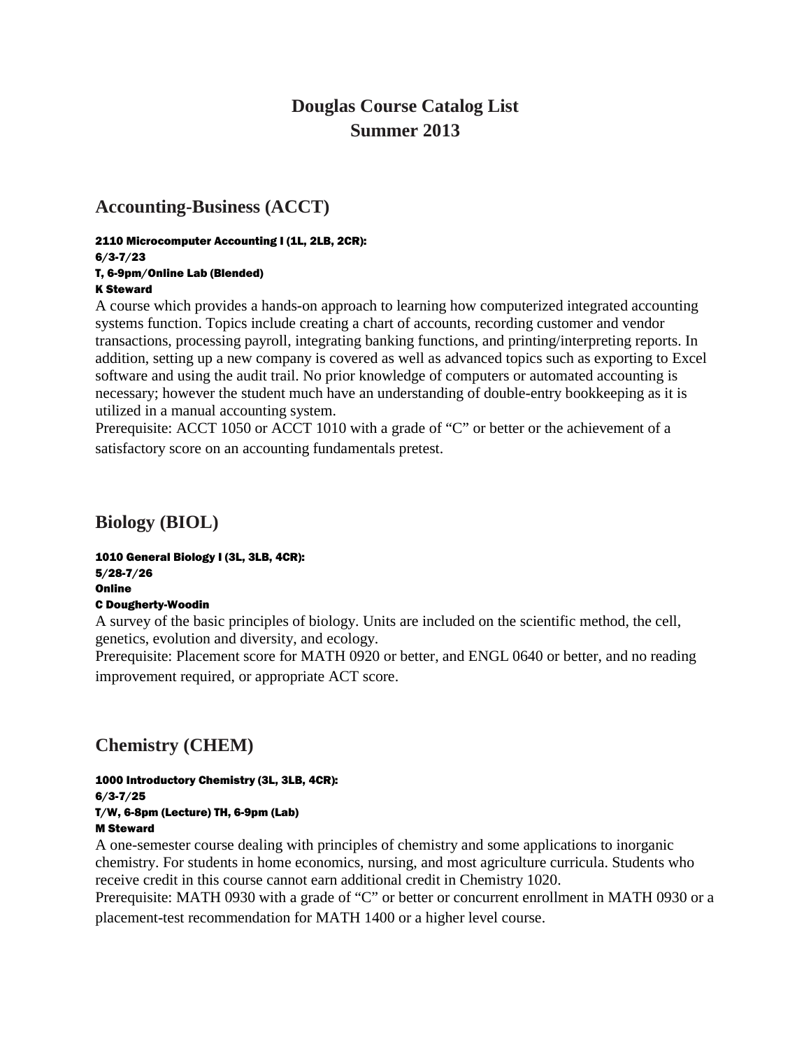# Douglas Course Catalog List
# Summer 2013

## Accounting-Business (ACCT)

**2110 Microcomputer Accounting I (1L, 2LB, 2CR):**
**6/3-7/23**
**T, 6-9pm/Online Lab (Blended)**
**K Steward**

A course which provides a hands-on approach to learning how computerized integrated accounting systems function. Topics include creating a chart of accounts, recording customer and vendor transactions, processing payroll, integrating banking functions, and printing/interpreting reports. In addition, setting up a new company is covered as well as advanced topics such as exporting to Excel software and using the audit trail. No prior knowledge of computers or automated accounting is necessary; however the student much have an understanding of double-entry bookkeeping as it is utilized in a manual accounting system.
Prerequisite: ACCT 1050 or ACCT 1010 with a grade of "C" or better or the achievement of a satisfactory score on an accounting fundamentals pretest.

## Biology (BIOL)

**1010 General Biology I (3L, 3LB, 4CR):**
**5/28-7/26**
**Online**
**C Dougherty-Woodin**

A survey of the basic principles of biology. Units are included on the scientific method, the cell, genetics, evolution and diversity, and ecology.
Prerequisite: Placement score for MATH 0920 or better, and ENGL 0640 or better, and no reading improvement required, or appropriate ACT score.

## Chemistry (CHEM)

**1000 Introductory Chemistry (3L, 3LB, 4CR):**
**6/3-7/25**
**T/W, 6-8pm (Lecture) TH, 6-9pm (Lab)**
**M Steward**

A one-semester course dealing with principles of chemistry and some applications to inorganic chemistry. For students in home economics, nursing, and most agriculture curricula. Students who receive credit in this course cannot earn additional credit in Chemistry 1020.
Prerequisite: MATH 0930 with a grade of "C" or better or concurrent enrollment in MATH 0930 or a placement-test recommendation for MATH 1400 or a higher level course.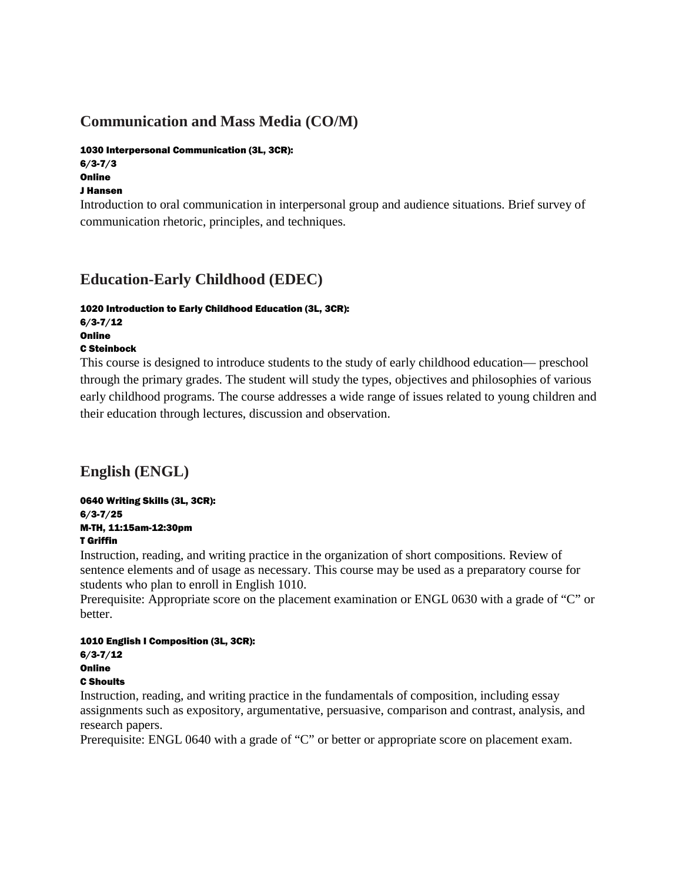## Communication and Mass Media (CO/M)

**1030 Interpersonal Communication (3L, 3CR):**
**6/3-7/3**
**Online**
**J Hansen**

Introduction to oral communication in interpersonal group and audience situations. Brief survey of communication rhetoric, principles, and techniques.

## Education-Early Childhood (EDEC)

**1020 Introduction to Early Childhood Education (3L, 3CR):**
**6/3-7/12**
**Online**
**C Steinbock**

This course is designed to introduce students to the study of early childhood education— preschool through the primary grades. The student will study the types, objectives and philosophies of various early childhood programs. The course addresses a wide range of issues related to young children and their education through lectures, discussion and observation.

## English (ENGL)

**0640 Writing Skills (3L, 3CR):**
**6/3-7/25**
**M-TH, 11:15am-12:30pm**
**T Griffin**

Instruction, reading, and writing practice in the organization of short compositions. Review of sentence elements and of usage as necessary. This course may be used as a preparatory course for students who plan to enroll in English 1010.
Prerequisite: Appropriate score on the placement examination or ENGL 0630 with a grade of "C" or better.

**1010 English I Composition (3L, 3CR):**
**6/3-7/12**
**Online**
**C Shoults**

Instruction, reading, and writing practice in the fundamentals of composition, including essay assignments such as expository, argumentative, persuasive, comparison and contrast, analysis, and research papers.
Prerequisite: ENGL 0640 with a grade of "C" or better or appropriate score on placement exam.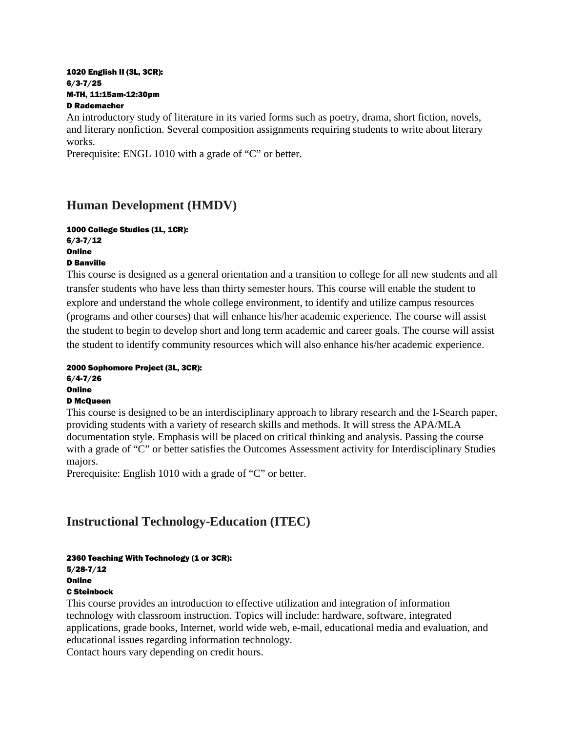**1020 English II (3L, 3CR):**
**6/3-7/25**
**M-TH, 11:15am-12:30pm**
**D Rademacher**

An introductory study of literature in its varied forms such as poetry, drama, short fiction, novels, and literary nonfiction. Several composition assignments requiring students to write about literary works.
Prerequisite: ENGL 1010 with a grade of "C" or better.

## Human Development (HMDV)

**1000 College Studies (1L, 1CR):**
**6/3-7/12**
**Online**
**D Banville**

This course is designed as a general orientation and a transition to college for all new students and all transfer students who have less than thirty semester hours. This course will enable the student to explore and understand the whole college environment, to identify and utilize campus resources (programs and other courses) that will enhance his/her academic experience. The course will assist the student to begin to develop short and long term academic and career goals. The course will assist the student to identify community resources which will also enhance his/her academic experience.

**2000 Sophomore Project (3L, 3CR):**
**6/4-7/26**
**Online**
**D McQueen**

This course is designed to be an interdisciplinary approach to library research and the I-Search paper, providing students with a variety of research skills and methods. It will stress the APA/MLA documentation style. Emphasis will be placed on critical thinking and analysis. Passing the course with a grade of "C" or better satisfies the Outcomes Assessment activity for Interdisciplinary Studies majors.
Prerequisite: English 1010 with a grade of "C" or better.

## Instructional Technology-Education (ITEC)

**2360 Teaching With Technology (1 or 3CR):**
**5/28-7/12**
**Online**
**C Steinbock**

This course provides an introduction to effective utilization and integration of information technology with classroom instruction. Topics will include: hardware, software, integrated applications, grade books, Internet, world wide web, e-mail, educational media and evaluation, and educational issues regarding information technology.
Contact hours vary depending on credit hours.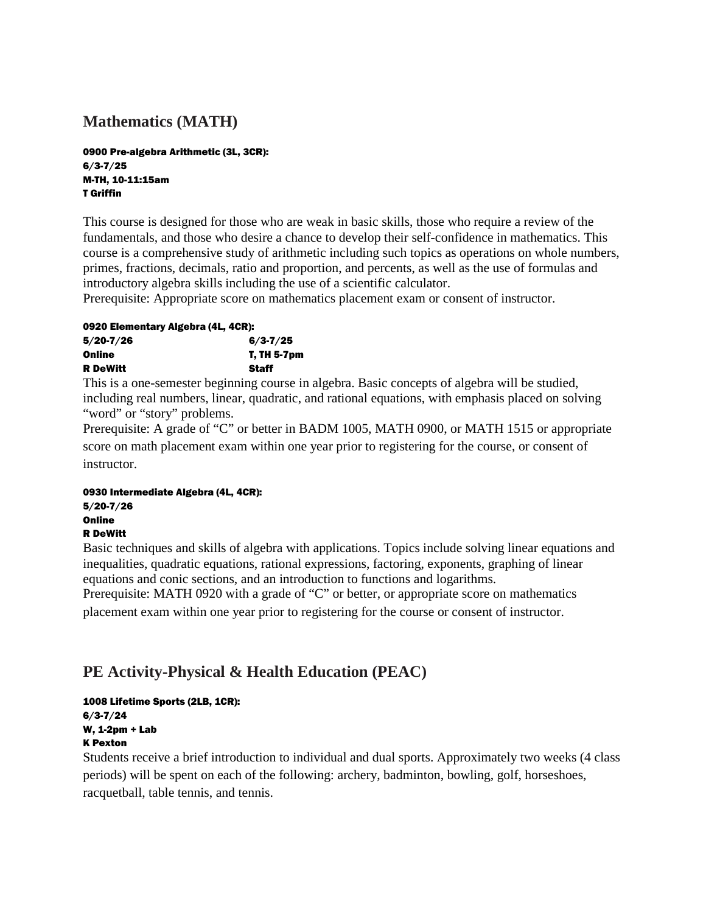## Mathematics (MATH)

**0900 Pre-algebra Arithmetic (3L, 3CR):**
**6/3-7/25**
**M-TH, 10-11:15am**
**T Griffin**

This course is designed for those who are weak in basic skills, those who require a review of the fundamentals, and those who desire a chance to develop their self-confidence in mathematics. This course is a comprehensive study of arithmetic including such topics as operations on whole numbers, primes, fractions, decimals, ratio and proportion, and percents, as well as the use of formulas and introductory algebra skills including the use of a scientific calculator.
Prerequisite: Appropriate score on mathematics placement exam or consent of instructor.

**0920 Elementary Algebra (4L, 4CR):**

| | |
|---|---|
| **5/20-7/26** | **6/3-7/25** |
| **Online** | **T, TH 5-7pm** |
| **R DeWitt** | **Staff** |

This is a one-semester beginning course in algebra. Basic concepts of algebra will be studied, including real numbers, linear, quadratic, and rational equations, with emphasis placed on solving "word" or "story" problems.
Prerequisite: A grade of "C" or better in BADM 1005, MATH 0900, or MATH 1515 or appropriate score on math placement exam within one year prior to registering for the course, or consent of instructor.

**0930 Intermediate Algebra (4L, 4CR):**
**5/20-7/26**
**Online**
**R DeWitt**
Basic techniques and skills of algebra with applications. Topics include solving linear equations and inequalities, quadratic equations, rational expressions, factoring, exponents, graphing of linear equations and conic sections, and an introduction to functions and logarithms.
Prerequisite: MATH 0920 with a grade of "C" or better, or appropriate score on mathematics placement exam within one year prior to registering for the course or consent of instructor.

## PE Activity-Physical & Health Education (PEAC)

**1008 Lifetime Sports (2LB, 1CR):**
**6/3-7/24**
**W, 1-2pm + Lab**
**K Pexton**
Students receive a brief introduction to individual and dual sports. Approximately two weeks (4 class periods) will be spent on each of the following: archery, badminton, bowling, golf, horseshoes, racquetball, table tennis, and tennis.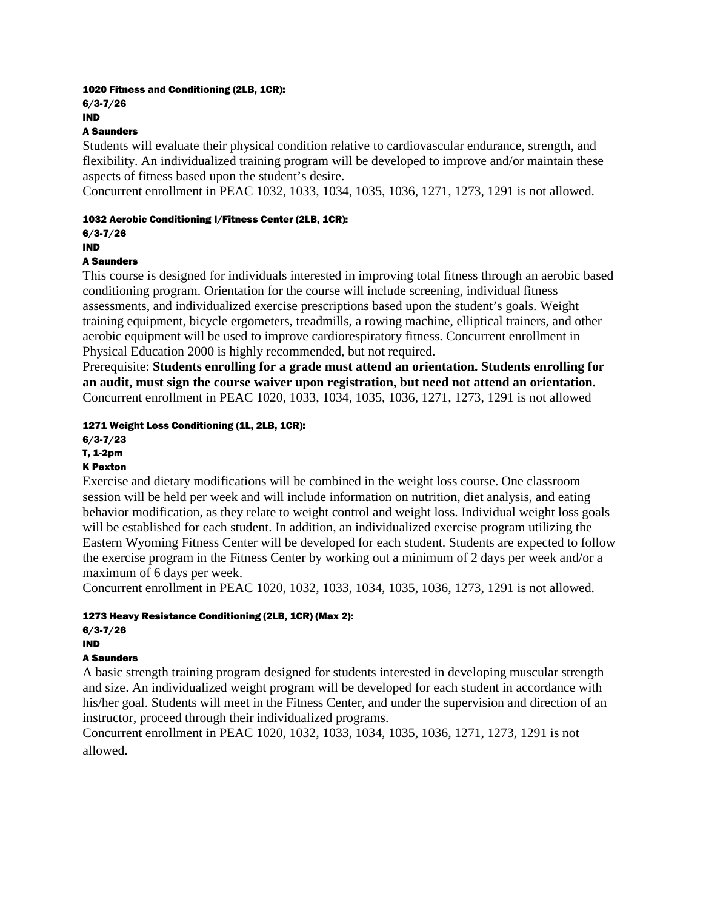**1020 Fitness and Conditioning (2LB, 1CR):**
**6/3-7/26**
**IND**
**A Saunders**

Students will evaluate their physical condition relative to cardiovascular endurance, strength, and flexibility. An individualized training program will be developed to improve and/or maintain these aspects of fitness based upon the student's desire.
Concurrent enrollment in PEAC 1032, 1033, 1034, 1035, 1036, 1271, 1273, 1291 is not allowed.

**1032 Aerobic Conditioning I/Fitness Center (2LB, 1CR):**
**6/3-7/26**
**IND**
**A Saunders**

This course is designed for individuals interested in improving total fitness through an aerobic based conditioning program. Orientation for the course will include screening, individual fitness assessments, and individualized exercise prescriptions based upon the student's goals. Weight training equipment, bicycle ergometers, treadmills, a rowing machine, elliptical trainers, and other aerobic equipment will be used to improve cardiorespiratory fitness. Concurrent enrollment in Physical Education 2000 is highly recommended, but not required.
Prerequisite: **Students enrolling for a grade must attend an orientation. Students enrolling for an audit, must sign the course waiver upon registration, but need not attend an orientation.**
Concurrent enrollment in PEAC 1020, 1033, 1034, 1035, 1036, 1271, 1273, 1291 is not allowed

**1271 Weight Loss Conditioning (1L, 2LB, 1CR):**
**6/3-7/23**
**T, 1-2pm**
**K Pexton**

Exercise and dietary modifications will be combined in the weight loss course. One classroom session will be held per week and will include information on nutrition, diet analysis, and eating behavior modification, as they relate to weight control and weight loss. Individual weight loss goals will be established for each student. In addition, an individualized exercise program utilizing the Eastern Wyoming Fitness Center will be developed for each student. Students are expected to follow the exercise program in the Fitness Center by working out a minimum of 2 days per week and/or a maximum of 6 days per week.
Concurrent enrollment in PEAC 1020, 1032, 1033, 1034, 1035, 1036, 1273, 1291 is not allowed.

**1273 Heavy Resistance Conditioning (2LB, 1CR) (Max 2):**
**6/3-7/26**
**IND**
**A Saunders**

A basic strength training program designed for students interested in developing muscular strength and size. An individualized weight program will be developed for each student in accordance with his/her goal. Students will meet in the Fitness Center, and under the supervision and direction of an instructor, proceed through their individualized programs.
Concurrent enrollment in PEAC 1020, 1032, 1033, 1034, 1035, 1036, 1271, 1273, 1291 is not allowed.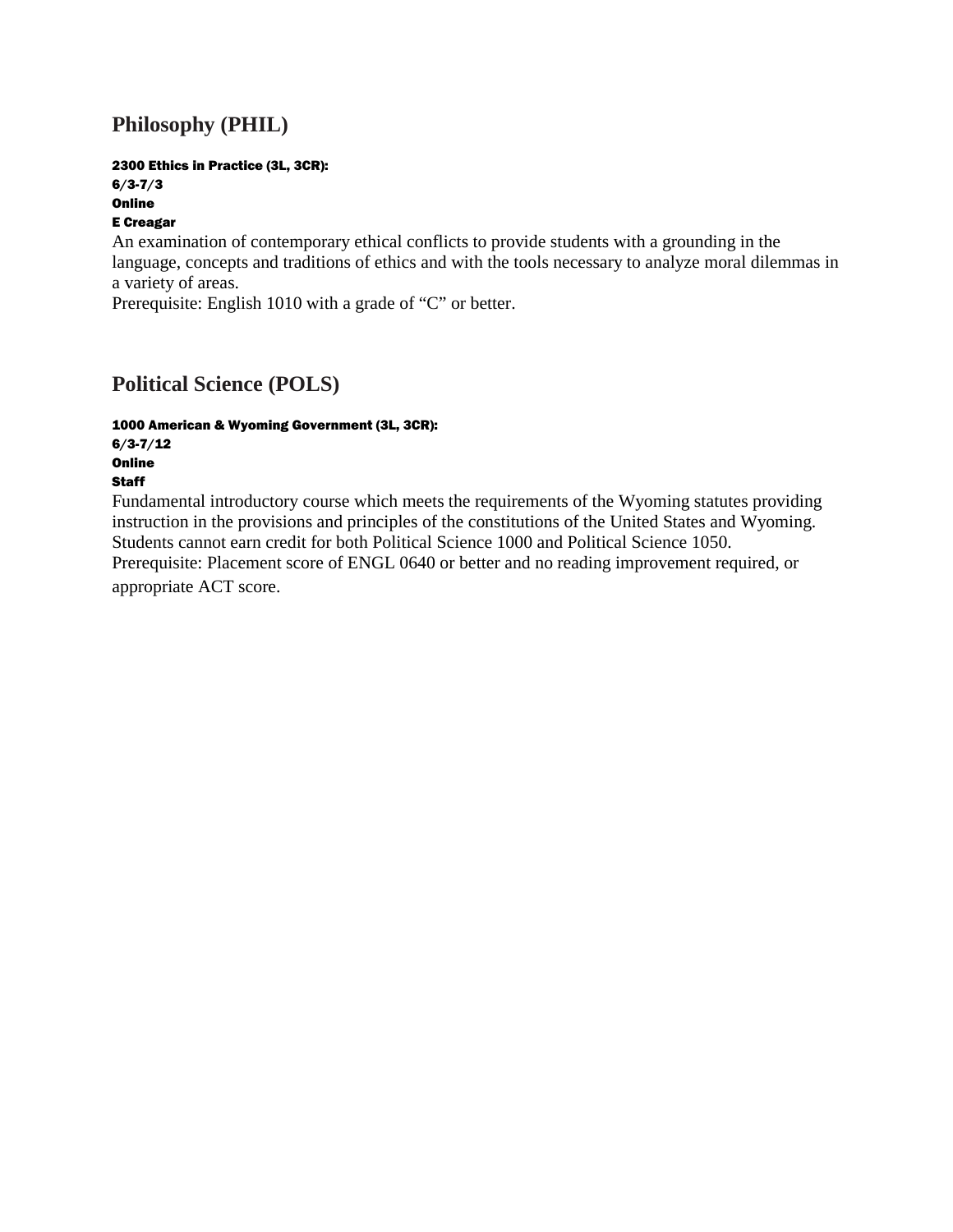## Philosophy (PHIL)

**2300 Ethics in Practice (3L, 3CR):**
**6/3-7/3**
**Online**
**E Creagar**

An examination of contemporary ethical conflicts to provide students with a grounding in the language, concepts and traditions of ethics and with the tools necessary to analyze moral dilemmas in a variety of areas.
Prerequisite: English 1010 with a grade of "C" or better.

## Political Science (POLS)

**1000 American & Wyoming Government (3L, 3CR):**
**6/3-7/12**
**Online**
**Staff**

Fundamental introductory course which meets the requirements of the Wyoming statutes providing instruction in the provisions and principles of the constitutions of the United States and Wyoming. Students cannot earn credit for both Political Science 1000 and Political Science 1050.
Prerequisite: Placement score of ENGL 0640 or better and no reading improvement required, or appropriate ACT score.